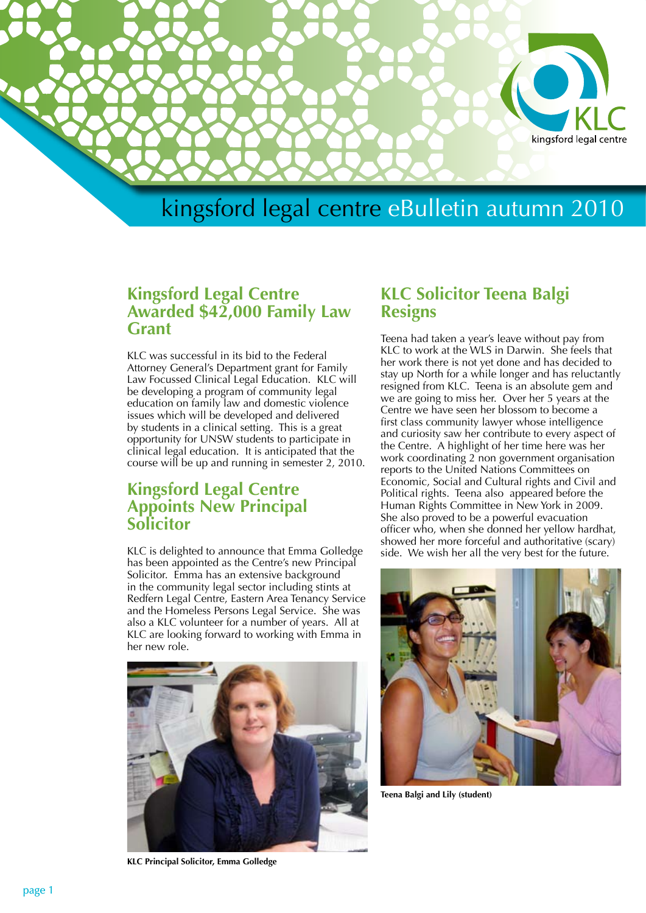# kingsford legal centre eBulletin autumn 2010

## Kingsford Legal Centre Awarded $42,000 Family Law Grant

KLC was successful in its bid to the Federal Attorney General's Department grant for Family Law Focussed Clinical Legal Education. KLC will be developing a program of community legal education on family law and domestic violence issues which will be developed and delivered by students in a clinical setting. This is a great opportunity for UNSW students to participate in clinical legal education. It is anticipated that the course will be up and running in semester 2, 2010.

## Kingsford Legal Centre Appoints New Principal Solicitor

KLC is delighted to announce that Emma Golledge has been appointed as the Centre's new Principal Solicitor. Emma has an extensive background in the community legal sector including stints at Redfern Legal Centre, Eastern Area Tenancy Service and the Homeless Persons Legal Service. She was also a KLC volunteer for a number of years. All at KLC are looking forward to working with Emma in her new role.

**KLC Principal Solicitor, Emma Golledge**

## KLC Solicitor Teena Balgi Resigns

Teena had taken a year's leave without pay from KLC to work at the WLS in Darwin. She feels that her work there is not yet done and has decided to stay up North for a while longer and has reluctantly resigned from KLC. Teena is an absolute gem and we are going to miss her. Over her 5 years at the Centre we have seen her blossom to become a first class community lawyer whose intelligence and curiosity saw her contribute to every aspect of the Centre. A highlight of her time here was her work coordinating 2 non government organisation reports to the United Nations Committees on Economic, Social and Cultural rights and Civil and Political rights. Teena also appeared before the Human Rights Committee in New York in 2009. She also proved to be a powerful evacuation officer who, when she donned her yellow hardhat, showed her more forceful and authoritative (scary) side. We wish her all the very best for the future.

**Teena Balgi and Lily (student)**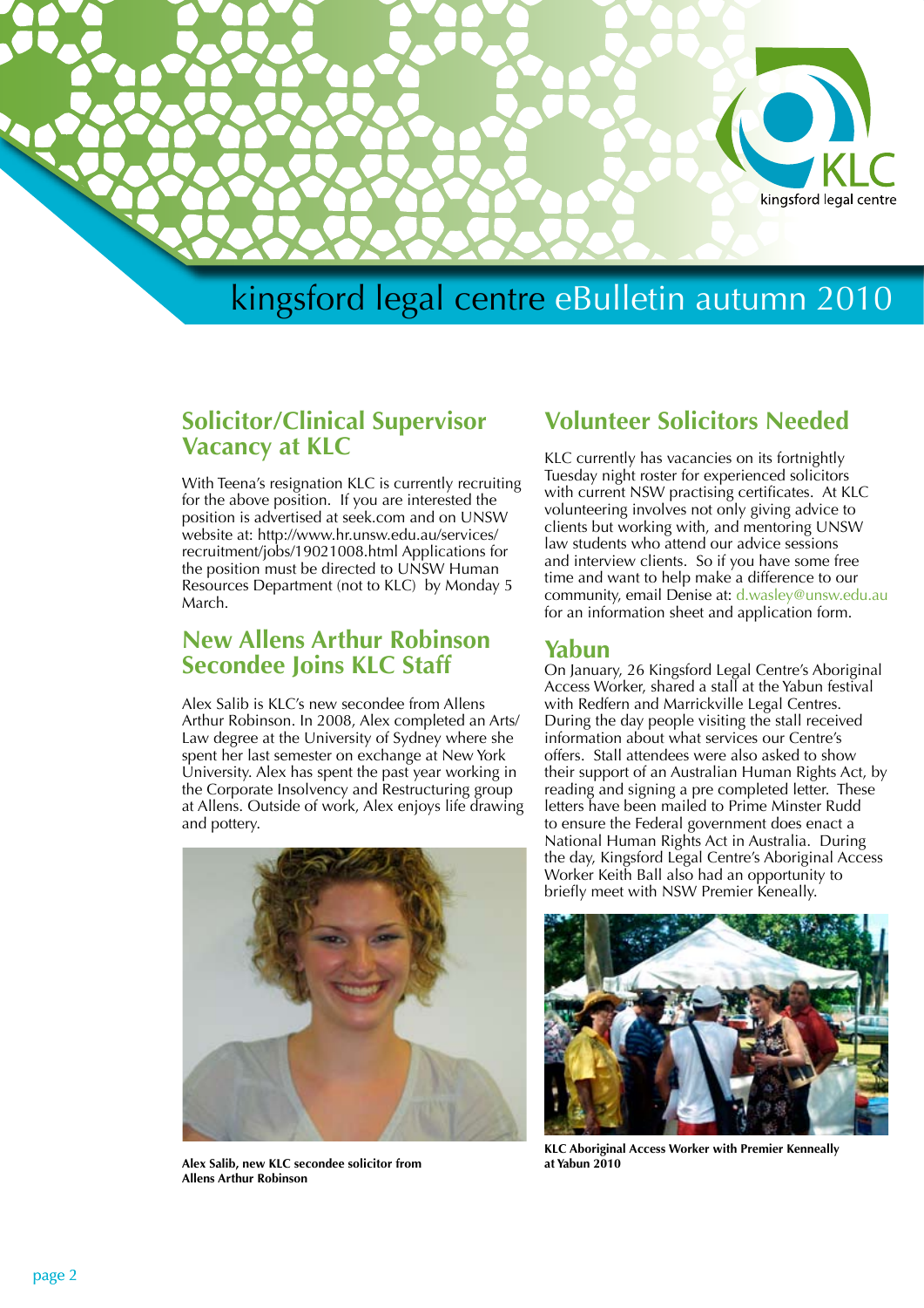# kingsford legal centre eBulletin autumn 2010

## Solicitor/Clinical Supervisor Vacancy at KLC

With Teena's resignation KLC is currently recruiting for the above position. If you are interested the position is advertised at seek.com and on UNSW website at: http://www.hr.unsw.edu.au/services/recruitment/jobs/19021008.html Applications for the position must be directed to UNSW Human Resources Department (not to KLC) by Monday 5 March.

## New Allens Arthur Robinson Secondee Joins KLC Staff

Alex Salib is KLC's new secondee from Allens Arthur Robinson. In 2008, Alex completed an Arts/Law degree at the University of Sydney where she spent her last semester on exchange at New York University. Alex has spent the past year working in the Corporate Insolvency and Restructuring group at Allens. Outside of work, Alex enjoys life drawing and pottery.

**Alex Salib, new KLC secondee solicitor from Allens Arthur Robinson**

## Volunteer Solicitors Needed

KLC currently has vacancies on its fortnightly Tuesday night roster for experienced solicitors with current NSW practising certificates. At KLC volunteering involves not only giving advice to clients but working with, and mentoring UNSW law students who attend our advice sessions and interview clients. So if you have some free time and want to help make a difference to our community, email Denise at: d.wasley@unsw.edu.au for an information sheet and application form.

## Yabun

On January, 26 Kingsford Legal Centre's Aboriginal Access Worker, shared a stall at the Yabun festival with Redfern and Marrickville Legal Centres. During the day people visiting the stall received information about what services our Centre's offers. Stall attendees were also asked to show their support of an Australian Human Rights Act, by reading and signing a pre completed letter. These letters have been mailed to Prime Minster Rudd to ensure the Federal government does enact a National Human Rights Act in Australia. During the day, Kingsford Legal Centre's Aboriginal Access Worker Keith Ball also had an opportunity to briefly meet with NSW Premier Keneally.

**KLC Aboriginal Access Worker with Premier Kenneally at Yabun 2010**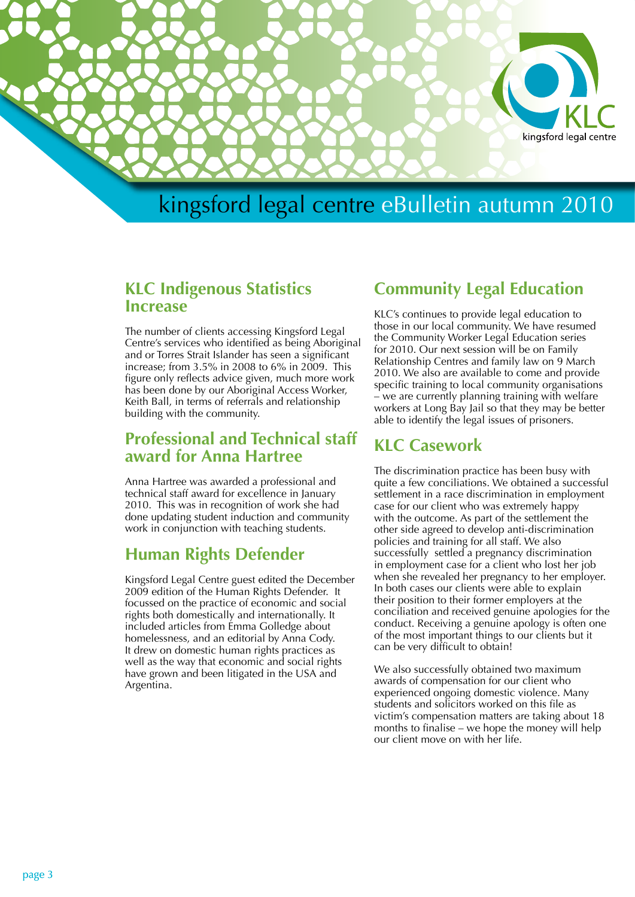# kingsford legal centre eBulletin autumn 2010

## KLC Indigenous Statistics Increase

The number of clients accessing Kingsford Legal Centre's services who identified as being Aboriginal and or Torres Strait Islander has seen a significant increase; from 3.5% in 2008 to 6% in 2009. This figure only reflects advice given, much more work has been done by our Aboriginal Access Worker, Keith Ball, in terms of referrals and relationship building with the community.

## Professional and Technical staff award for Anna Hartree

Anna Hartree was awarded a professional and technical staff award for excellence in January 2010. This was in recognition of work she had done updating student induction and community work in conjunction with teaching students.

## Human Rights Defender

Kingsford Legal Centre guest edited the December 2009 edition of the Human Rights Defender. It focussed on the practice of economic and social rights both domestically and internationally. It included articles from Emma Golledge about homelessness, and an editorial by Anna Cody. It drew on domestic human rights practices as well as the way that economic and social rights have grown and been litigated in the USA and Argentina.

## Community Legal Education

KLC's continues to provide legal education to those in our local community. We have resumed the Community Worker Legal Education series for 2010. Our next session will be on Family Relationship Centres and family law on 9 March 2010. We also are available to come and provide specific training to local community organisations – we are currently planning training with welfare workers at Long Bay Jail so that they may be better able to identify the legal issues of prisoners.

## KLC Casework

The discrimination practice has been busy with quite a few conciliations. We obtained a successful settlement in a race discrimination in employment case for our client who was extremely happy with the outcome. As part of the settlement the other side agreed to develop anti-discrimination policies and training for all staff. We also successfully settled a pregnancy discrimination in employment case for a client who lost her job when she revealed her pregnancy to her employer. In both cases our clients were able to explain their position to their former employers at the conciliation and received genuine apologies for the conduct. Receiving a genuine apology is often one of the most important things to our clients but it can be very difficult to obtain!

We also successfully obtained two maximum awards of compensation for our client who experienced ongoing domestic violence. Many students and solicitors worked on this file as victim's compensation matters are taking about 18 months to finalise – we hope the money will help our client move on with her life.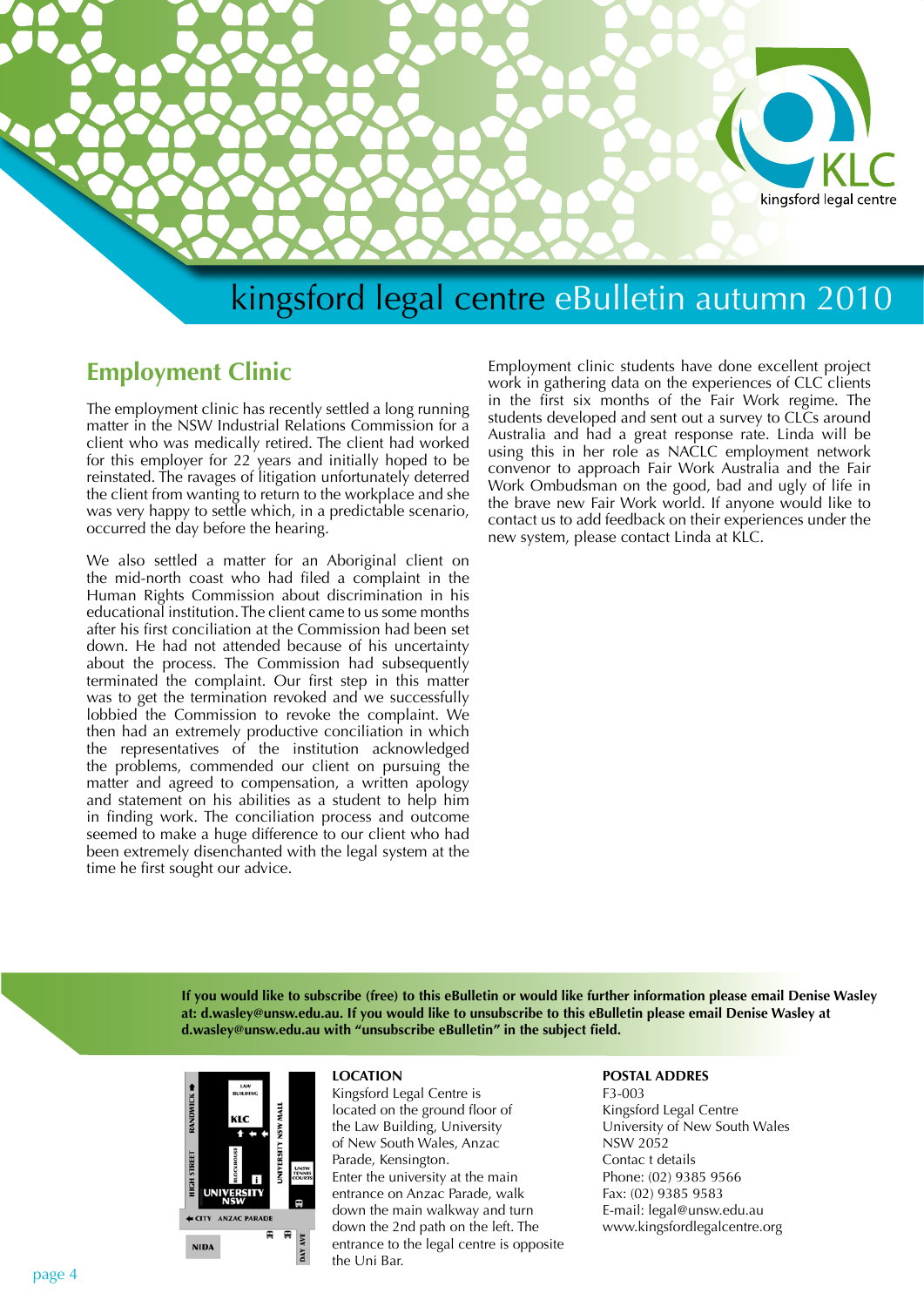# kingsford legal centre eBulletin autumn 2010

## Employment Clinic

The employment clinic has recently settled a long running matter in the NSW Industrial Relations Commission for a client who was medically retired. The client had worked for this employer for 22 years and initially hoped to be reinstated. The ravages of litigation unfortunately deterred the client from wanting to return to the workplace and she was very happy to settle which, in a predictable scenario, occurred the day before the hearing.

We also settled a matter for an Aboriginal client on the mid-north coast who had filed a complaint in the Human Rights Commission about discrimination in his educational institution. The client came to us some months after his first conciliation at the Commission had been set down. He had not attended because of his uncertainty about the process. The Commission had subsequently terminated the complaint. Our first step in this matter was to get the termination revoked and we successfully lobbied the Commission to revoke the complaint. We then had an extremely productive conciliation in which the representatives of the institution acknowledged the problems, commended our client on pursuing the matter and agreed to compensation, a written apology and statement on his abilities as a student to help him in finding work. The conciliation process and outcome seemed to make a huge difference to our client who had been extremely disenchanted with the legal system at the time he first sought our advice.

Employment clinic students have done excellent project work in gathering data on the experiences of CLC clients in the first six months of the Fair Work regime. The students developed and sent out a survey to CLCs around Australia and had a great response rate. Linda will be using this in her role as NACLC employment network convenor to approach Fair Work Australia and the Fair Work Ombudsman on the good, bad and ugly of life in the brave new Fair Work world. If anyone would like to contact us to add feedback on their experiences under the new system, please contact Linda at KLC.

**If you would like to subscribe (free) to this eBulletin or would like further information please email Denise Wasley at: d.wasley@unsw.edu.au. If you would like to unsubscribe to this eBulletin please email Denise Wasley at d.wasley@unsw.edu.au with "unsubscribe eBulletin" in the subject field.**

**LOCATION**

Kingsford Legal Centre is located on the ground floor of the Law Building, University of New South Wales, Anzac Parade, Kensington.
Enter the university at the main entrance on Anzac Parade, walk down the main walkway and turn down the 2nd path on the left. The entrance to the legal centre is opposite the Uni Bar.

**POSTAL ADDRES**

F3-003
Kingsford Legal Centre
University of New South Wales
NSW 2052
Contac t details
Phone: (02) 9385 9566
Fax: (02) 9385 9583
E-mail: legal@unsw.edu.au
www.kingsfordlegalcentre.org